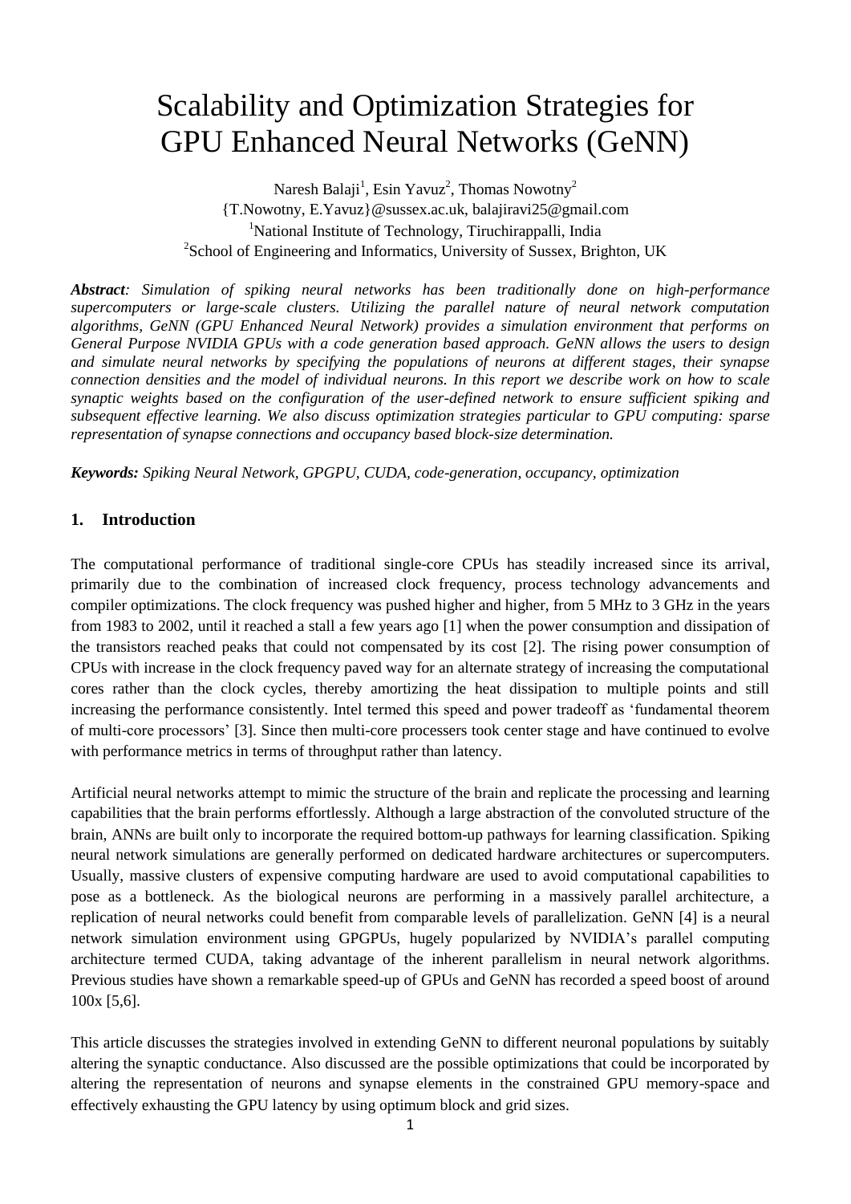# Scalability and Optimization Strategies for GPU Enhanced Neural Networks (GeNN)

Naresh Balaji[1], Esin Yavuz[2], Thomas Nowotny[2]

{T.Nowotny, E.Yavuz}@sussex.ac.uk, balajiravi25@gmail.com

[1]National Institute of Technology, Tiruchirappalli, India

[2]School of Engineering and Informatics, University of Sussex, Brighton, UK

***Abstract**: Simulation of spiking neural networks has been traditionally done on high-performance supercomputers or large-scale clusters. Utilizing the parallel nature of neural network computation algorithms, GeNN (GPU Enhanced Neural Network) provides a simulation environment that performs on General Purpose NVIDIA GPUs with a code generation based approach. GeNN allows the users to design and simulate neural networks by specifying the populations of neurons at different stages, their synapse connection densities and the model of individual neurons. In this report we describe work on how to scale synaptic weights based on the configuration of the user-defined network to ensure sufficient spiking and subsequent effective learning. We also discuss optimization strategies particular to GPU computing: sparse representation of synapse connections and occupancy based block-size determination.*

***Keywords:** Spiking Neural Network, GPGPU, CUDA, code-generation, occupancy, optimization*

## 1. Introduction

The computational performance of traditional single-core CPUs has steadily increased since its arrival, primarily due to the combination of increased clock frequency, process technology advancements and compiler optimizations. The clock frequency was pushed higher and higher, from 5 MHz to 3 GHz in the years from 1983 to 2002, until it reached a stall a few years ago [1] when the power consumption and dissipation of the transistors reached peaks that could not compensated by its cost [2]. The rising power consumption of CPUs with increase in the clock frequency paved way for an alternate strategy of increasing the computational cores rather than the clock cycles, thereby amortizing the heat dissipation to multiple points and still increasing the performance consistently. Intel termed this speed and power tradeoff as 'fundamental theorem of multi-core processors' [3]. Since then multi-core processers took center stage and have continued to evolve with performance metrics in terms of throughput rather than latency.

Artificial neural networks attempt to mimic the structure of the brain and replicate the processing and learning capabilities that the brain performs effortlessly. Although a large abstraction of the convoluted structure of the brain, ANNs are built only to incorporate the required bottom-up pathways for learning classification. Spiking neural network simulations are generally performed on dedicated hardware architectures or supercomputers. Usually, massive clusters of expensive computing hardware are used to avoid computational capabilities to pose as a bottleneck. As the biological neurons are performing in a massively parallel architecture, a replication of neural networks could benefit from comparable levels of parallelization. GeNN [4] is a neural network simulation environment using GPGPUs, hugely popularized by NVIDIA's parallel computing architecture termed CUDA, taking advantage of the inherent parallelism in neural network algorithms. Previous studies have shown a remarkable speed-up of GPUs and GeNN has recorded a speed boost of around 100x [5,6].

This article discusses the strategies involved in extending GeNN to different neuronal populations by suitably altering the synaptic conductance. Also discussed are the possible optimizations that could be incorporated by altering the representation of neurons and synapse elements in the constrained GPU memory-space and effectively exhausting the GPU latency by using optimum block and grid sizes.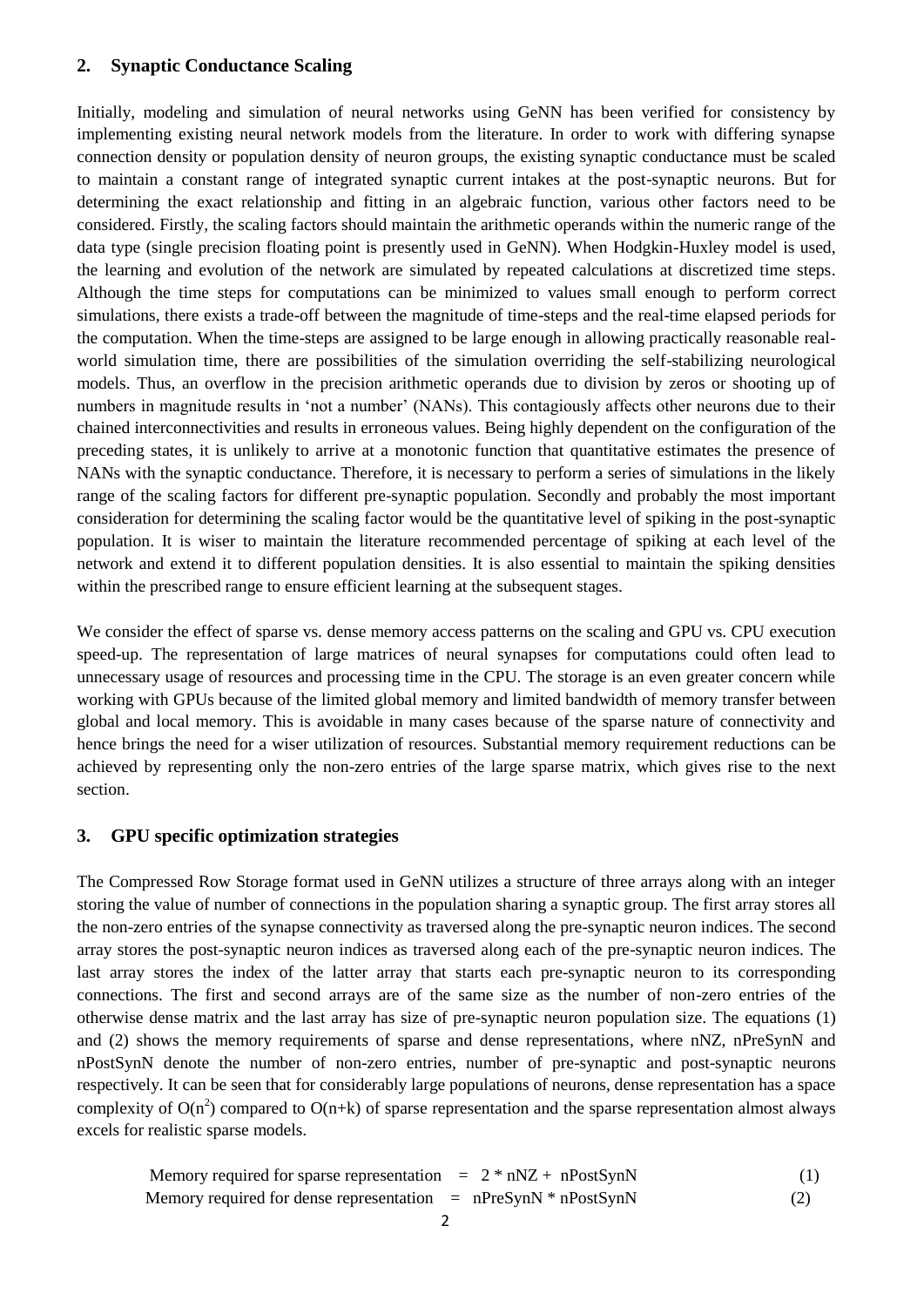## 2. Synaptic Conductance Scaling

Initially, modeling and simulation of neural networks using GeNN has been verified for consistency by implementing existing neural network models from the literature. In order to work with differing synapse connection density or population density of neuron groups, the existing synaptic conductance must be scaled to maintain a constant range of integrated synaptic current intakes at the post-synaptic neurons. But for determining the exact relationship and fitting in an algebraic function, various other factors need to be considered. Firstly, the scaling factors should maintain the arithmetic operands within the numeric range of the data type (single precision floating point is presently used in GeNN). When Hodgkin-Huxley model is used, the learning and evolution of the network are simulated by repeated calculations at discretized time steps. Although the time steps for computations can be minimized to values small enough to perform correct simulations, there exists a trade-off between the magnitude of time-steps and the real-time elapsed periods for the computation. When the time-steps are assigned to be large enough in allowing practically reasonable real-world simulation time, there are possibilities of the simulation overriding the self-stabilizing neurological models. Thus, an overflow in the precision arithmetic operands due to division by zeros or shooting up of numbers in magnitude results in 'not a number' (NANs). This contagiously affects other neurons due to their chained interconnectivities and results in erroneous values. Being highly dependent on the configuration of the preceding states, it is unlikely to arrive at a monotonic function that quantitative estimates the presence of NANs with the synaptic conductance. Therefore, it is necessary to perform a series of simulations in the likely range of the scaling factors for different pre-synaptic population. Secondly and probably the most important consideration for determining the scaling factor would be the quantitative level of spiking in the post-synaptic population. It is wiser to maintain the literature recommended percentage of spiking at each level of the network and extend it to different population densities. It is also essential to maintain the spiking densities within the prescribed range to ensure efficient learning at the subsequent stages.

We consider the effect of sparse vs. dense memory access patterns on the scaling and GPU vs. CPU execution speed-up. The representation of large matrices of neural synapses for computations could often lead to unnecessary usage of resources and processing time in the CPU. The storage is an even greater concern while working with GPUs because of the limited global memory and limited bandwidth of memory transfer between global and local memory. This is avoidable in many cases because of the sparse nature of connectivity and hence brings the need for a wiser utilization of resources. Substantial memory requirement reductions can be achieved by representing only the non-zero entries of the large sparse matrix, which gives rise to the next section.

## 3. GPU specific optimization strategies

The Compressed Row Storage format used in GeNN utilizes a structure of three arrays along with an integer storing the value of number of connections in the population sharing a synaptic group. The first array stores all the non-zero entries of the synapse connectivity as traversed along the pre-synaptic neuron indices. The second array stores the post-synaptic neuron indices as traversed along each of the pre-synaptic neuron indices. The last array stores the index of the latter array that starts each pre-synaptic neuron to its corresponding connections. The first and second arrays are of the same size as the number of non-zero entries of the otherwise dense matrix and the last array has size of pre-synaptic neuron population size. The equations (1) and (2) shows the memory requirements of sparse and dense representations, where nNZ, nPreSynN and nPostSynN denote the number of non-zero entries, number of pre-synaptic and post-synaptic neurons respectively. It can be seen that for considerably large populations of neurons, dense representation has a space complexity of $O(n^2)$ compared to $O(n+k)$ of sparse representation and the sparse representation almost always excels for realistic sparse models.

$$\text{Memory required for sparse representation} = 2 * \text{nNZ} + \text{nPostSynN} \tag{1}$$

$$\text{Memory required for dense representation} = \text{nPreSynN} * \text{nPostSynN} \tag{2}$$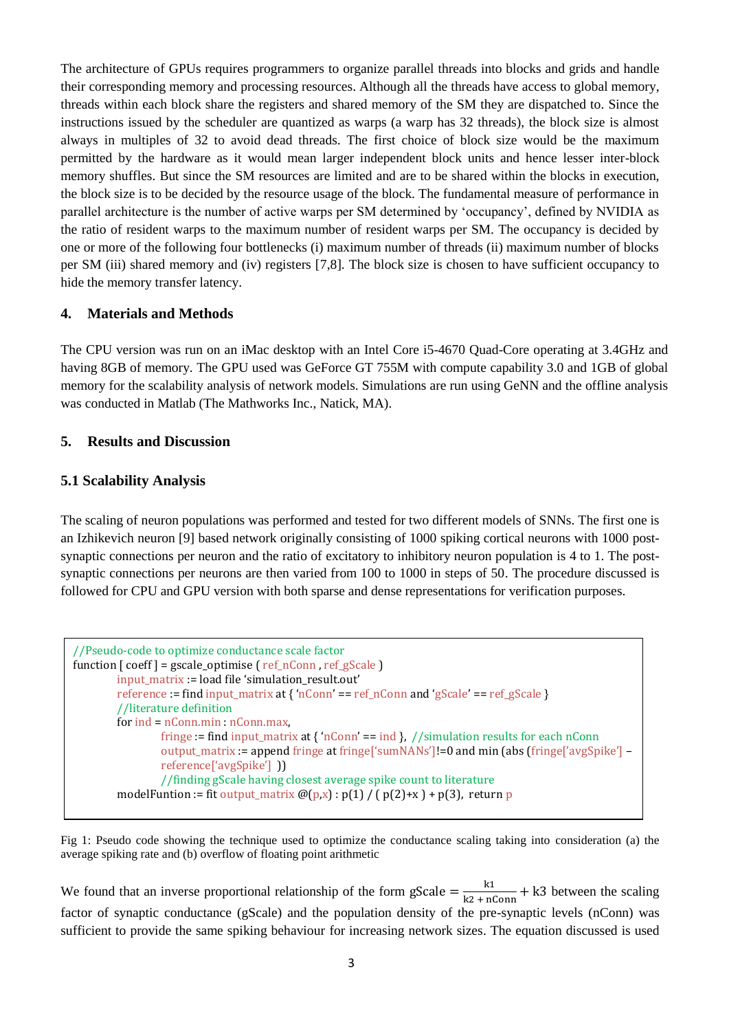The architecture of GPUs requires programmers to organize parallel threads into blocks and grids and handle their corresponding memory and processing resources. Although all the threads have access to global memory, threads within each block share the registers and shared memory of the SM they are dispatched to. Since the instructions issued by the scheduler are quantized as warps (a warp has 32 threads), the block size is almost always in multiples of 32 to avoid dead threads. The first choice of block size would be the maximum permitted by the hardware as it would mean larger independent block units and hence lesser inter-block memory shuffles. But since the SM resources are limited and are to be shared within the blocks in execution, the block size is to be decided by the resource usage of the block. The fundamental measure of performance in parallel architecture is the number of active warps per SM determined by 'occupancy', defined by NVIDIA as the ratio of resident warps to the maximum number of resident warps per SM. The occupancy is decided by one or more of the following four bottlenecks (i) maximum number of threads (ii) maximum number of blocks per SM (iii) shared memory and (iv) registers [7,8]. The block size is chosen to have sufficient occupancy to hide the memory transfer latency.

## 4. Materials and Methods

The CPU version was run on an iMac desktop with an Intel Core i5-4670 Quad-Core operating at 3.4GHz and having 8GB of memory. The GPU used was GeForce GT 755M with compute capability 3.0 and 1GB of global memory for the scalability analysis of network models. Simulations are run using GeNN and the offline analysis was conducted in Matlab (The Mathworks Inc., Natick, MA).

## 5. Results and Discussion

### 5.1 Scalability Analysis

The scaling of neuron populations was performed and tested for two different models of SNNs. The first one is an Izhikevich neuron [9] based network originally consisting of 1000 spiking cortical neurons with 1000 post-synaptic connections per neuron and the ratio of excitatory to inhibitory neuron population is 4 to 1. The post-synaptic connections per neurons are then varied from 100 to 1000 in steps of 50. The procedure discussed is followed for CPU and GPU version with both sparse and dense representations for verification purposes.

```
//Pseudo-code to optimize conductance scale factor
function [ coeff ] = gscale_optimise ( ref_nConn , ref_gScale )
        input_matrix := load file 'simulation_result.out'
        reference := find input_matrix at { 'nConn' == ref_nConn and 'gScale' == ref_gScale }
        //literature definition
        for ind = nConn.min : nConn.max,
                fringe := find input_matrix at { 'nConn' == ind },  //simulation results for each nConn
                output_matrix := append fringe at fringe['sumNANs']!=0 and min (abs (fringe['avgSpike'] –
                reference['avgSpike'] ))
                //finding gScale having closest average spike count to literature
        modelFuntion := fit output_matrix @(p,x) : p(1) / ( p(2)+x ) + p(3),  return p
```

Fig 1: Pseudo code showing the technique used to optimize the conductance scaling taking into consideration (a) the average spiking rate and (b) overflow of floating point arithmetic

We found that an inverse proportional relationship of the form $\text{gScale} = \frac{\text{k1}}{\text{k2} + \text{nConn}} + \text{k3}$ between the scaling factor of synaptic conductance (gScale) and the population density of the pre-synaptic levels (nConn) was sufficient to provide the same spiking behaviour for increasing network sizes. The equation discussed is used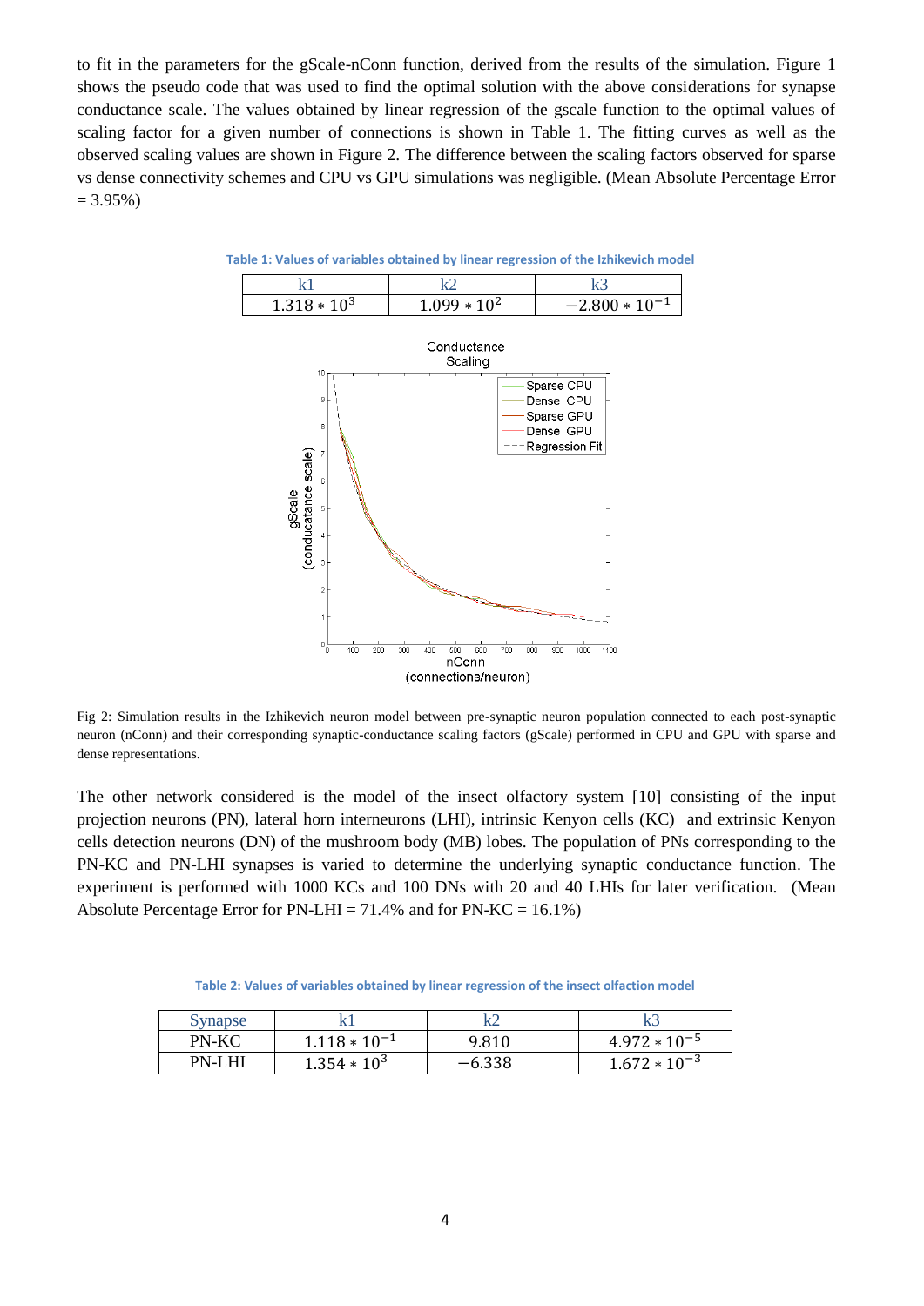to fit in the parameters for the gScale-nConn function, derived from the results of the simulation. Figure 1 shows the pseudo code that was used to find the optimal solution with the above considerations for synapse conductance scale. The values obtained by linear regression of the gscale function to the optimal values of scaling factor for a given number of connections is shown in Table 1. The fitting curves as well as the observed scaling values are shown in Figure 2. The difference between the scaling factors observed for sparse vs dense connectivity schemes and CPU vs GPU simulations was negligible. (Mean Absolute Percentage Error = 3.95%)

**Table 1: Values of variables obtained by linear regression of the Izhikevich model**

| k1 | k2 | k3 |
|---|---|---|
| $1.318 * 10^3$ | $1.099 * 10^2$ | $-2.800 * 10^{-1}$ |

Fig 2: Simulation results in the Izhikevich neuron model between pre-synaptic neuron population connected to each post-synaptic neuron (nConn) and their corresponding synaptic-conductance scaling factors (gScale) performed in CPU and GPU with sparse and dense representations.

The other network considered is the model of the insect olfactory system [10] consisting of the input projection neurons (PN), lateral horn interneurons (LHI), intrinsic Kenyon cells (KC) and extrinsic Kenyon cells detection neurons (DN) of the mushroom body (MB) lobes. The population of PNs corresponding to the PN-KC and PN-LHI synapses is varied to determine the underlying synaptic conductance function. The experiment is performed with 1000 KCs and 100 DNs with 20 and 40 LHIs for later verification. (Mean Absolute Percentage Error for PN-LHI = 71.4% and for PN-KC = 16.1%)

**Table 2: Values of variables obtained by linear regression of the insect olfaction model**

| Synapse | k1 | k2 | k3 |
|---|---|---|---|
| PN-KC | $1.118 * 10^{-1}$ | $9.810$ | $4.972 * 10^{-5}$ |
| PN-LHI | $1.354 * 10^3$ | $-6.338$ | $1.672 * 10^{-3}$ |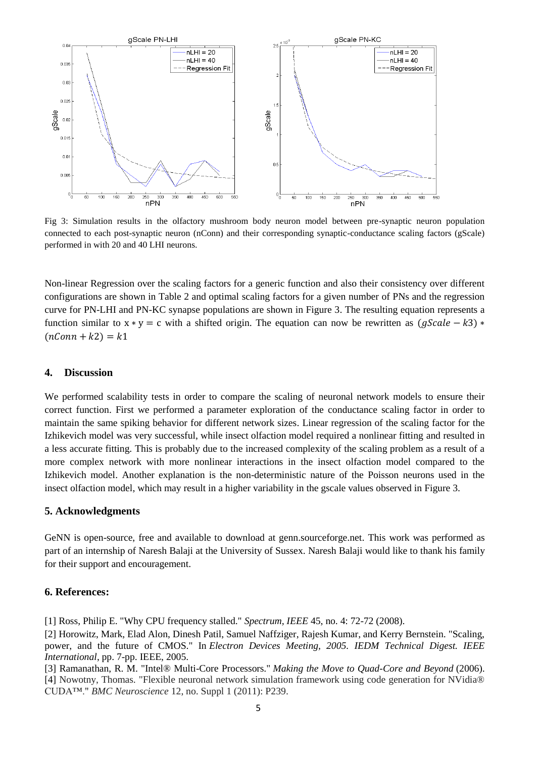Fig 3: Simulation results in the olfactory mushroom body neuron model between pre-synaptic neuron population connected to each post-synaptic neuron (nConn) and their corresponding synaptic-conductance scaling factors (gScale) performed in with 20 and 40 LHI neurons.

Non-linear Regression over the scaling factors for a generic function and also their consistency over different configurations are shown in Table 2 and optimal scaling factors for a given number of PNs and the regression curve for PN-LHI and PN-KC synapse populations are shown in Figure 3. The resulting equation represents a function similar to $x * y = c$ with a shifted origin. The equation can now be rewritten as $(gScale - k3) * (nConn + k2) = k1$

## 4. Discussion

We performed scalability tests in order to compare the scaling of neuronal network models to ensure their correct function. First we performed a parameter exploration of the conductance scaling factor in order to maintain the same spiking behavior for different network sizes. Linear regression of the scaling factor for the Izhikevich model was very successful, while insect olfaction model required a nonlinear fitting and resulted in a less accurate fitting. This is probably due to the increased complexity of the scaling problem as a result of a more complex network with more nonlinear interactions in the insect olfaction model compared to the Izhikevich model. Another explanation is the non-deterministic nature of the Poisson neurons used in the insect olfaction model, which may result in a higher variability in the gscale values observed in Figure 3.

## 5. Acknowledgments

GeNN is open-source, free and available to download at genn.sourceforge.net. This work was performed as part of an internship of Naresh Balaji at the University of Sussex. Naresh Balaji would like to thank his family for their support and encouragement.

## 6. References:

[1] Ross, Philip E. "Why CPU frequency stalled." *Spectrum, IEEE* 45, no. 4: 72-72 (2008).

[2] Horowitz, Mark, Elad Alon, Dinesh Patil, Samuel Naffziger, Rajesh Kumar, and Kerry Bernstein. "Scaling, power, and the future of CMOS." In *Electron Devices Meeting, 2005. IEDM Technical Digest. IEEE International*, pp. 7-pp. IEEE, 2005.

[3] Ramanathan, R. M. "Intel® Multi-Core Processors." *Making the Move to Quad-Core and Beyond* (2006).

[4] Nowotny, Thomas. "Flexible neuronal network simulation framework using code generation for NVidia® CUDA™." *BMC Neuroscience* 12, no. Suppl 1 (2011): P239.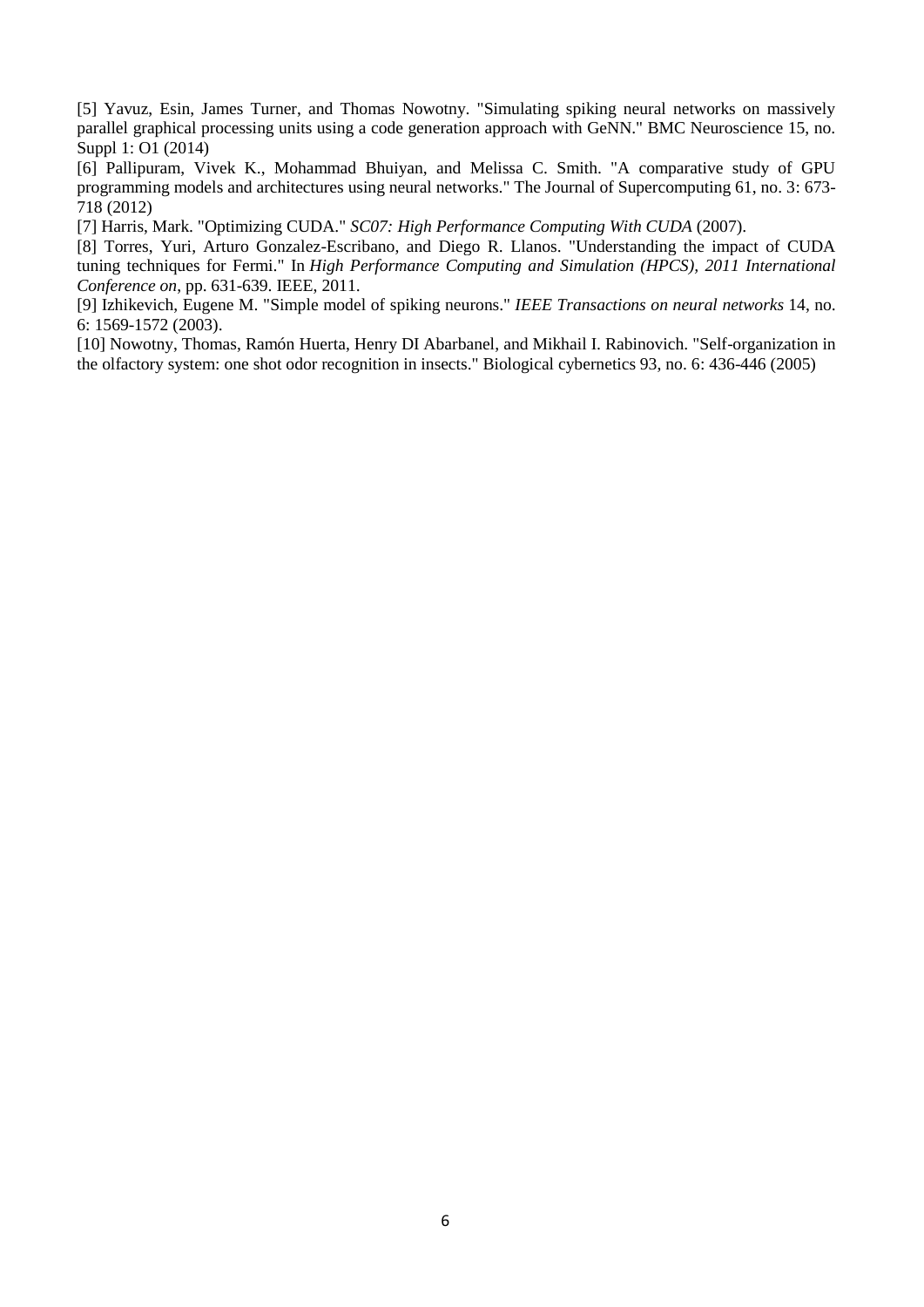[5] Yavuz, Esin, James Turner, and Thomas Nowotny. "Simulating spiking neural networks on massively parallel graphical processing units using a code generation approach with GeNN." BMC Neuroscience 15, no. Suppl 1: O1 (2014)

[6] Pallipuram, Vivek K., Mohammad Bhuiyan, and Melissa C. Smith. "A comparative study of GPU programming models and architectures using neural networks." The Journal of Supercomputing 61, no. 3: 673-718 (2012)

[7] Harris, Mark. "Optimizing CUDA." *SC07: High Performance Computing With CUDA* (2007).

[8] Torres, Yuri, Arturo Gonzalez-Escribano, and Diego R. Llanos. "Understanding the impact of CUDA tuning techniques for Fermi." In *High Performance Computing and Simulation (HPCS), 2011 International Conference on*, pp. 631-639. IEEE, 2011.

[9] Izhikevich, Eugene M. "Simple model of spiking neurons." *IEEE Transactions on neural networks* 14, no. 6: 1569-1572 (2003).

[10] Nowotny, Thomas, Ramón Huerta, Henry DI Abarbanel, and Mikhail I. Rabinovich. "Self-organization in the olfactory system: one shot odor recognition in insects." Biological cybernetics 93, no. 6: 436-446 (2005)